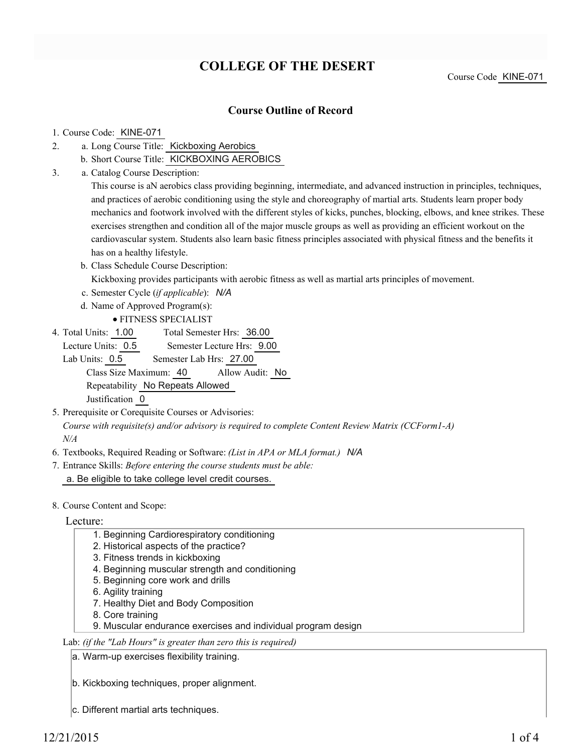# COLLEGE OF THE DESERT

Course Code KINE-071

## Course Outline of Record

1. Course Code: KINE-071
2. a. Long Course Title: Kickboxing Aerobics
   b. Short Course Title: KICKBOXING AEROBICS
3. a. Catalog Course Description:
   This course is aN aerobics class providing beginning, intermediate, and advanced instruction in principles, techniques, and practices of aerobic conditioning using the style and choreography of martial arts. Students learn proper body mechanics and footwork involved with the different styles of kicks, punches, blocking, elbows, and knee strikes. These exercises strengthen and condition all of the major muscle groups as well as providing an efficient workout on the cardiovascular system. Students also learn basic fitness principles associated with physical fitness and the benefits it has on a healthy lifestyle.
   b. Class Schedule Course Description:
   Kickboxing provides participants with aerobic fitness as well as martial arts principles of movement.
   c. Semester Cycle (*if applicable*): *N/A*
   d. Name of Approved Program(s):
      - FITNESS SPECIALIST
4. Total Units: 1.00 Total Semester Hrs: 36.00
   Lecture Units: 0.5 Semester Lecture Hrs: 9.00
   Lab Units: 0.5 Semester Lab Hrs: 27.00
   Class Size Maximum: 40 Allow Audit: No
   Repeatability No Repeats Allowed
   Justification 0
5. Prerequisite or Corequisite Courses or Advisories:
   *Course with requisite(s) and/or advisory is required to complete Content Review Matrix (CCForm1-A)*
   *N/A*
6. Textbooks, Required Reading or Software: *(List in APA or MLA format.)* *N/A*
7. Entrance Skills: *Before entering the course students must be able:*
   a. Be eligible to take college level credit courses.
8. Course Content and Scope:

Lecture:

1. Beginning Cardiorespiratory conditioning
2. Historical aspects of the practice?
3. Fitness trends in kickboxing
4. Beginning muscular strength and conditioning
5. Beginning core work and drills
6. Agility training
7. Healthy Diet and Body Composition
8. Core training
9. Muscular endurance exercises and individual program design

Lab: *(if the "Lab Hours" is greater than zero this is required)*

a. Warm-up exercises flexibility training.

b. Kickboxing techniques, proper alignment.

c. Different martial arts techniques.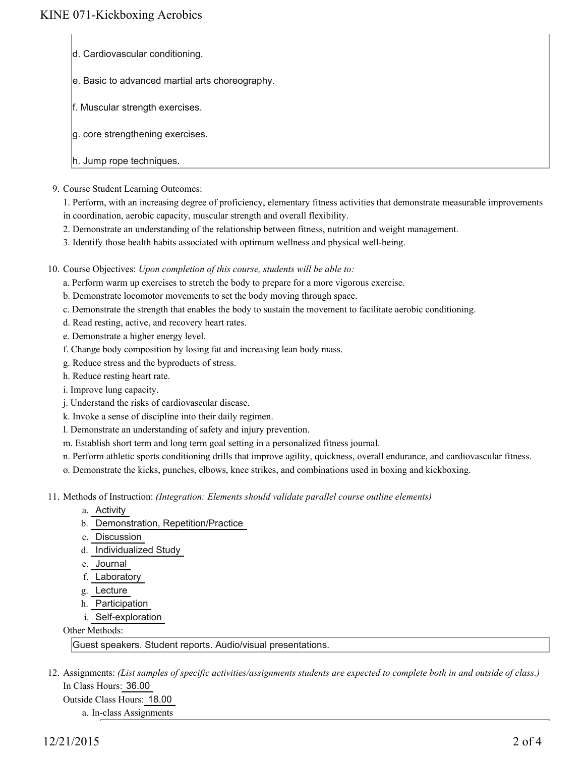d. Cardiovascular conditioning.

e. Basic to advanced martial arts choreography.

f. Muscular strength exercises.

g. core strengthening exercises.

h. Jump rope techniques.

9. Course Student Learning Outcomes:

   1. Perform, with an increasing degree of proficiency, elementary fitness activities that demonstrate measurable improvements in coordination, aerobic capacity, muscular strength and overall flexibility.
   2. Demonstrate an understanding of the relationship between fitness, nutrition and weight management.
   3. Identify those health habits associated with optimum wellness and physical well-being.

10. Course Objectives: *Upon completion of this course, students will be able to:*

    a. Perform warm up exercises to stretch the body to prepare for a more vigorous exercise.
    b. Demonstrate locomotor movements to set the body moving through space.
    c. Demonstrate the strength that enables the body to sustain the movement to facilitate aerobic conditioning.
    d. Read resting, active, and recovery heart rates.
    e. Demonstrate a higher energy level.
    f. Change body composition by losing fat and increasing lean body mass.
    g. Reduce stress and the byproducts of stress.
    h. Reduce resting heart rate.
    i. Improve lung capacity.
    j. Understand the risks of cardiovascular disease.
    k. Invoke a sense of discipline into their daily regimen.
    l. Demonstrate an understanding of safety and injury prevention.
    m. Establish short term and long term goal setting in a personalized fitness journal.
    n. Perform athletic sports conditioning drills that improve agility, quickness, overall endurance, and cardiovascular fitness.
    o. Demonstrate the kicks, punches, elbows, knee strikes, and combinations used in boxing and kickboxing.

11. Methods of Instruction: *(Integration: Elements should validate parallel course outline elements)*

    a. Activity
    b. Demonstration, Repetition/Practice
    c. Discussion
    d. Individualized Study
    e. Journal
    f. Laboratory
    g. Lecture
    h. Participation
    i. Self-exploration

    Other Methods:

    Guest speakers. Student reports. Audio/visual presentations.

12. Assignments: *(List samples of specific activities/assignments students are expected to complete both in and outside of class.)*

    In Class Hours: 36.00

    Outside Class Hours: 18.00

    a. In-class Assignments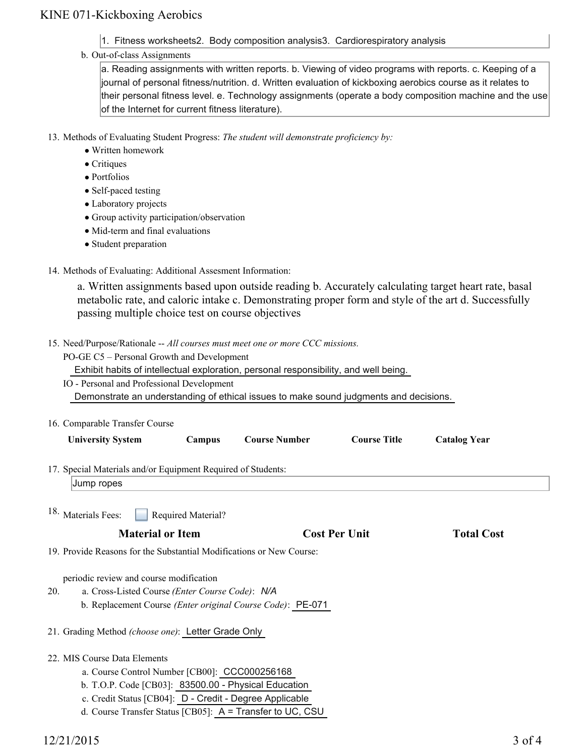1. Fitness worksheets2. Body composition analysis3. Cardiorespiratory analysis

b. Out-of-class Assignments

a. Reading assignments with written reports. b. Viewing of video programs with reports. c. Keeping of a journal of personal fitness/nutrition. d. Written evaluation of kickboxing aerobics course as it relates to their personal fitness level. e. Technology assignments (operate a body composition machine and the use of the Internet for current fitness literature).

13. Methods of Evaluating Student Progress: *The student will demonstrate proficiency by:*
    - Written homework
    - Critiques
    - Portfolios
    - Self-paced testing
    - Laboratory projects
    - Group activity participation/observation
    - Mid-term and final evaluations
    - Student preparation

14. Methods of Evaluating: Additional Assesment Information:

    a. Written assignments based upon outside reading b. Accurately calculating target heart rate, basal metabolic rate, and caloric intake c. Demonstrating proper form and style of the art d. Successfully passing multiple choice test on course objectives

15. Need/Purpose/Rationale -- *All courses must meet one or more CCC missions.*

    PO-GE C5 – Personal Growth and Development

    Exhibit habits of intellectual exploration, personal responsibility, and well being.

    IO - Personal and Professional Development

    Demonstrate an understanding of ethical issues to make sound judgments and decisions.

16. Comparable Transfer Course

| University System | Campus | Course Number | Course Title | Catalog Year |
|---|---|---|---|---|

17. Special Materials and/or Equipment Required of Students:

    Jump ropes

18. Materials Fees: ☐ Required Material?

| Material or Item | Cost Per Unit | Total Cost |
|---|---|---|

19. Provide Reasons for the Substantial Modifications or New Course:

    periodic review and course modification

20. a. Cross-Listed Course *(Enter Course Code)*: *N/A*
    b. Replacement Course *(Enter original Course Code)*: PE-071

21. Grading Method *(choose one)*: Letter Grade Only

22. MIS Course Data Elements
    a. Course Control Number [CB00]: CCC000256168
    b. T.O.P. Code [CB03]: 83500.00 - Physical Education
    c. Credit Status [CB04]: D - Credit - Degree Applicable
    d. Course Transfer Status [CB05]: A = Transfer to UC, CSU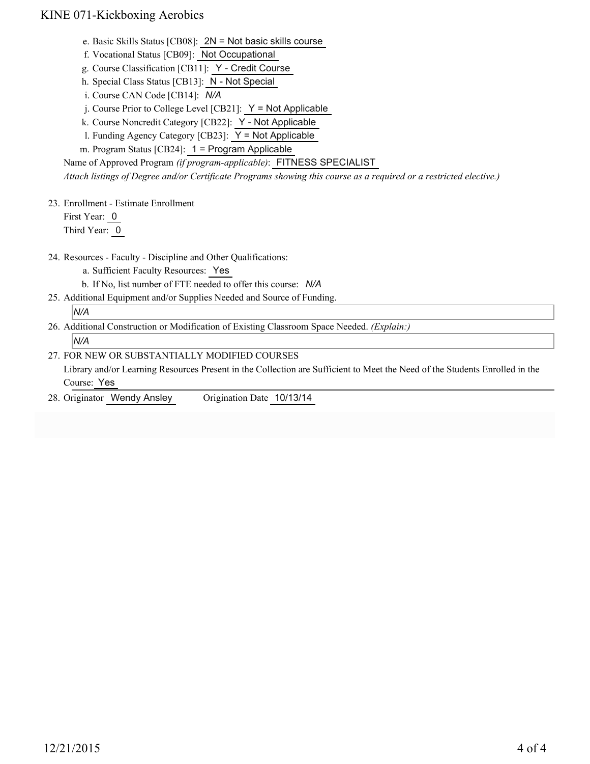e. Basic Skills Status [CB08]: 2N = Not basic skills course
f. Vocational Status [CB09]: Not Occupational
g. Course Classification [CB11]: Y - Credit Course
h. Special Class Status [CB13]: N - Not Special
i. Course CAN Code [CB14]: *N/A*
j. Course Prior to College Level [CB21]: Y = Not Applicable
k. Course Noncredit Category [CB22]: Y - Not Applicable
l. Funding Agency Category [CB23]: Y = Not Applicable
m. Program Status [CB24]: 1 = Program Applicable

Name of Approved Program *(if program-applicable)*: FITNESS SPECIALIST

*Attach listings of Degree and/or Certificate Programs showing this course as a required or a restricted elective.)*

23. Enrollment - Estimate Enrollment
    First Year: 0
    Third Year: 0

24. Resources - Faculty - Discipline and Other Qualifications:
    a. Sufficient Faculty Resources: Yes
    b. If No, list number of FTE needed to offer this course: *N/A*

25. Additional Equipment and/or Supplies Needed and Source of Funding.
    *N/A*

26. Additional Construction or Modification of Existing Classroom Space Needed. *(Explain:)*
    *N/A*

27. FOR NEW OR SUBSTANTIALLY MODIFIED COURSES
    Library and/or Learning Resources Present in the Collection are Sufficient to Meet the Need of the Students Enrolled in the Course: Yes

28. Originator Wendy Ansley     Origination Date 10/13/14